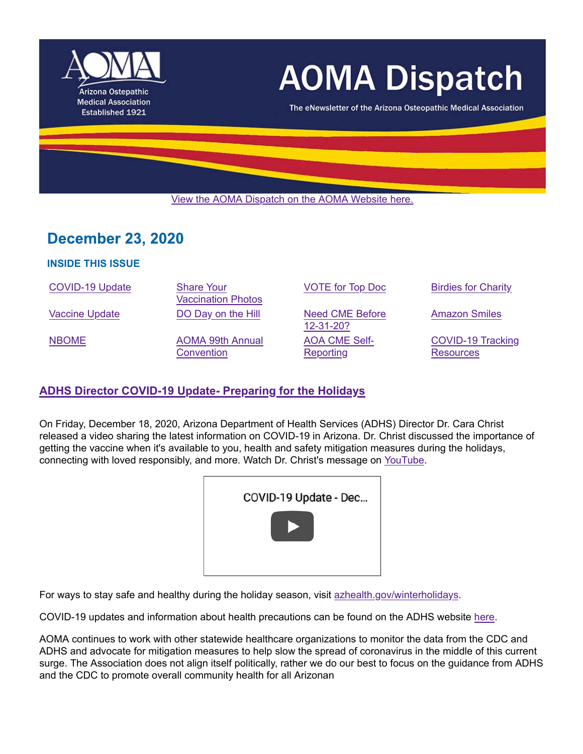# AOMA Dispatch

Arizona Ostepathic Medical Association Established 1921

The eNewsletter of the Arizona Osteopathic Medical Association

View the AOMA Dispatch on the AOMA Website here.

## December 23, 2020

### INSIDE THIS ISSUE

| | | | |
|---|---|---|---|
| COVID-19 Update | Share Your Vaccination Photos | VOTE for Top Doc | Birdies for Charity |
| Vaccine Update | DO Day on the Hill | Need CME Before 12-31-20? | Amazon Smiles |
| NBOME | AOMA 99th Annual Convention | AOA CME Self-Reporting | COVID-19 Tracking Resources |

### ADHS Director COVID-19 Update- Preparing for the Holidays

On Friday, December 18, 2020, Arizona Department of Health Services (ADHS) Director Dr. Cara Christ released a video sharing the latest information on COVID-19 in Arizona. Dr. Christ discussed the importance of getting the vaccine when it's available to you, health and safety mitigation measures during the holidays, connecting with loved responsibly, and more. Watch Dr. Christ's message on YouTube.

COVID-19 Update - Dec...

For ways to stay safe and healthy during the holiday season, visit azhealth.gov/winterholidays.

COVID-19 updates and information about health precautions can be found on the ADHS website here.

AOMA continues to work with other statewide healthcare organizations to monitor the data from the CDC and ADHS and advocate for mitigation measures to help slow the spread of coronavirus in the middle of this current surge. The Association does not align itself politically, rather we do our best to focus on the guidance from ADHS and the CDC to promote overall community health for all Arizonan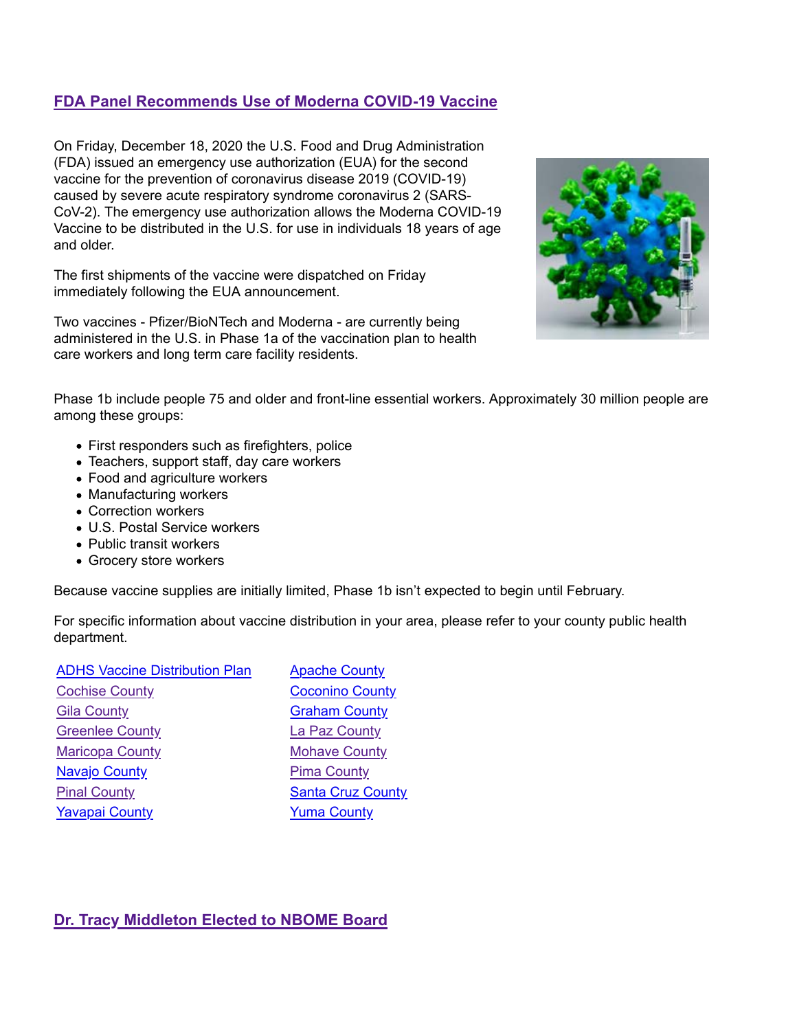## FDA Panel Recommends Use of Moderna COVID-19 Vaccine

On Friday, December 18, 2020 the U.S. Food and Drug Administration (FDA) issued an emergency use authorization (EUA) for the second vaccine for the prevention of coronavirus disease 2019 (COVID-19) caused by severe acute respiratory syndrome coronavirus 2 (SARS-CoV-2). The emergency use authorization allows the Moderna COVID-19 Vaccine to be distributed in the U.S. for use in individuals 18 years of age and older.

The first shipments of the vaccine were dispatched on Friday immediately following the EUA announcement.

Two vaccines - Pfizer/BioNTech and Moderna - are currently being administered in the U.S. in Phase 1a of the vaccination plan to health care workers and long term care facility residents.

Phase 1b include people 75 and older and front-line essential workers. Approximately 30 million people are among these groups:

- First responders such as firefighters, police
- Teachers, support staff, day care workers
- Food and agriculture workers
- Manufacturing workers
- Correction workers
- U.S. Postal Service workers
- Public transit workers
- Grocery store workers

Because vaccine supplies are initially limited, Phase 1b isn't expected to begin until February.

For specific information about vaccine distribution in your area, please refer to your county public health department.

| | |
|---|---|
| ADHS Vaccine Distribution Plan | Apache County |
| Cochise County | Coconino County |
| Gila County | Graham County |
| Greenlee County | La Paz County |
| Maricopa County | Mohave County |
| Navajo County | Pima County |
| Pinal County | Santa Cruz County |
| Yavapai County | Yuma County |

## Dr. Tracy Middleton Elected to NBOME Board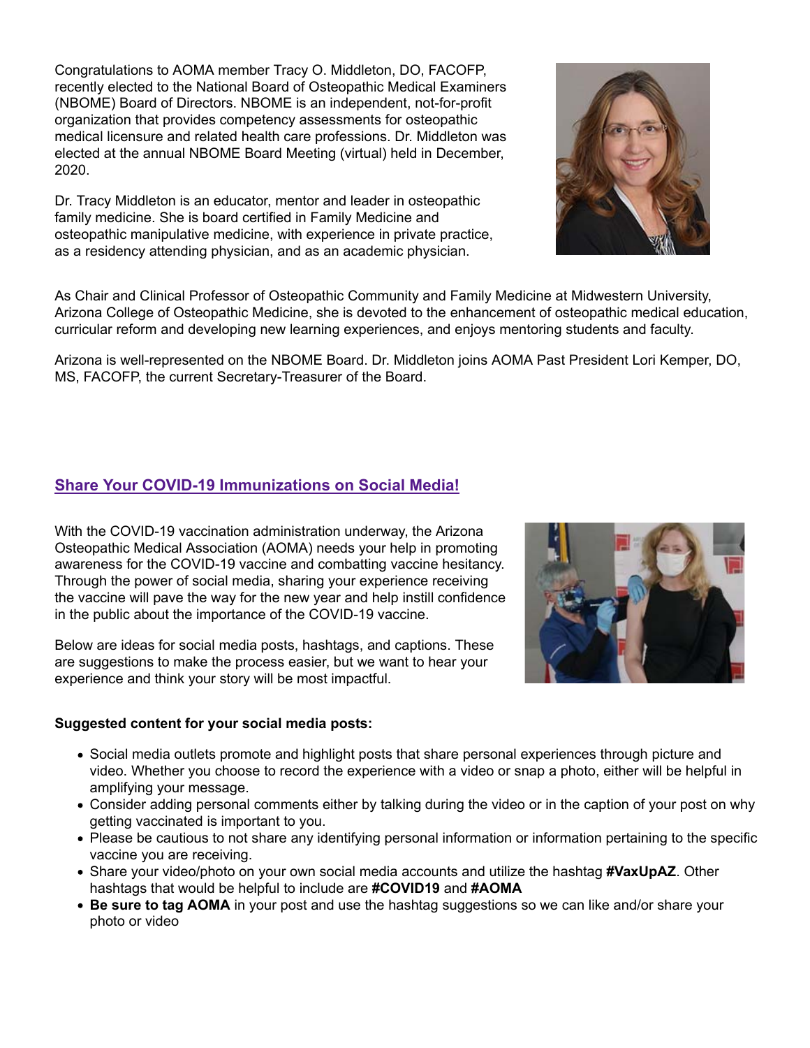Congratulations to AOMA member Tracy O. Middleton, DO, FACOFP, recently elected to the National Board of Osteopathic Medical Examiners (NBOME) Board of Directors. NBOME is an independent, not-for-profit organization that provides competency assessments for osteopathic medical licensure and related health care professions. Dr. Middleton was elected at the annual NBOME Board Meeting (virtual) held in December, 2020.

Dr. Tracy Middleton is an educator, mentor and leader in osteopathic family medicine. She is board certified in Family Medicine and osteopathic manipulative medicine, with experience in private practice, as a residency attending physician, and as an academic physician.

As Chair and Clinical Professor of Osteopathic Community and Family Medicine at Midwestern University, Arizona College of Osteopathic Medicine, she is devoted to the enhancement of osteopathic medical education, curricular reform and developing new learning experiences, and enjoys mentoring students and faculty.

Arizona is well-represented on the NBOME Board. Dr. Middleton joins AOMA Past President Lori Kemper, DO, MS, FACOFP, the current Secretary-Treasurer of the Board.

## Share Your COVID-19 Immunizations on Social Media!

With the COVID-19 vaccination administration underway, the Arizona Osteopathic Medical Association (AOMA) needs your help in promoting awareness for the COVID-19 vaccine and combatting vaccine hesitancy. Through the power of social media, sharing your experience receiving the vaccine will pave the way for the new year and help instill confidence in the public about the importance of the COVID-19 vaccine.

Below are ideas for social media posts, hashtags, and captions. These are suggestions to make the process easier, but we want to hear your experience and think your story will be most impactful.

**Suggested content for your social media posts:**

- Social media outlets promote and highlight posts that share personal experiences through picture and video. Whether you choose to record the experience with a video or snap a photo, either will be helpful in amplifying your message.
- Consider adding personal comments either by talking during the video or in the caption of your post on why getting vaccinated is important to you.
- Please be cautious to not share any identifying personal information or information pertaining to the specific vaccine you are receiving.
- Share your video/photo on your own social media accounts and utilize the hashtag **#VaxUpAZ**. Other hashtags that would be helpful to include are **#COVID19** and **#AOMA**
- **Be sure to tag AOMA** in your post and use the hashtag suggestions so we can like and/or share your photo or video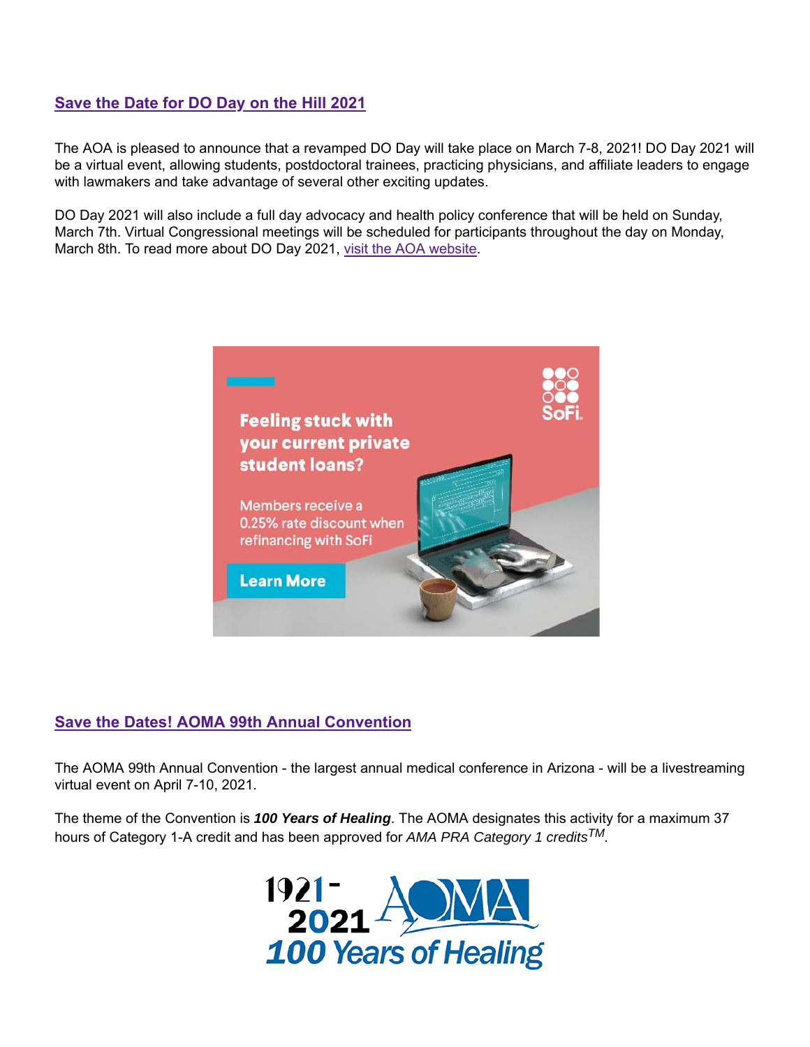## Save the Date for DO Day on the Hill 2021

The AOA is pleased to announce that a revamped DO Day will take place on March 7-8, 2021! DO Day 2021 will be a virtual event, allowing students, postdoctoral trainees, practicing physicians, and affiliate leaders to engage with lawmakers and take advantage of several other exciting updates.

DO Day 2021 will also include a full day advocacy and health policy conference that will be held on Sunday, March 7th. Virtual Congressional meetings will be scheduled for participants throughout the day on Monday, March 8th. To read more about DO Day 2021, visit the AOA website.

## Save the Dates! AOMA 99th Annual Convention

The AOMA 99th Annual Convention - the largest annual medical conference in Arizona - will be a livestreaming virtual event on April 7-10, 2021.

The theme of the Convention is ***100 Years of Healing***. The AOMA designates this activity for a maximum 37 hours of Category 1-A credit and has been approved for *AMA PRA Category 1 credits*™.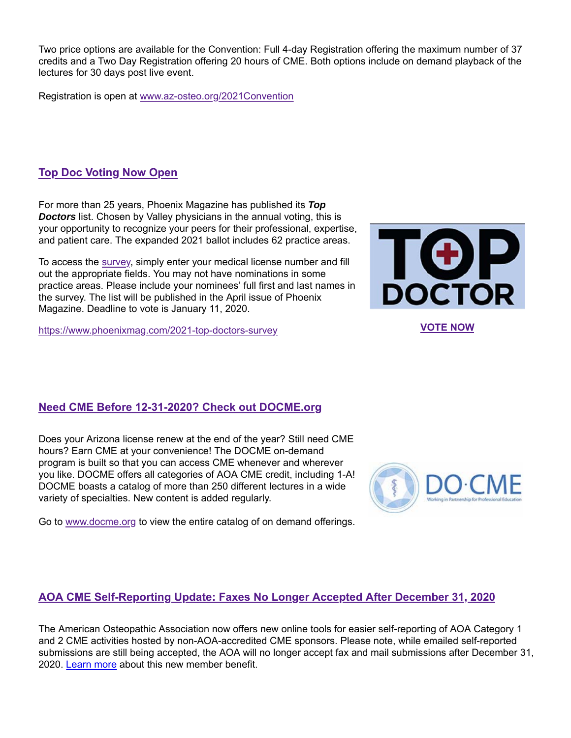Two price options are available for the Convention: Full 4-day Registration offering the maximum number of 37 credits and a Two Day Registration offering 20 hours of CME. Both options include on demand playback of the lectures for 30 days post live event.

Registration is open at www.az-osteo.org/2021Convention

## Top Doc Voting Now Open

For more than 25 years, Phoenix Magazine has published its ***Top Doctors*** list. Chosen by Valley physicians in the annual voting, this is your opportunity to recognize your peers for their professional, expertise, and patient care. The expanded 2021 ballot includes 62 practice areas.

To access the survey, simply enter your medical license number and fill out the appropriate fields. You may not have nominations in some practice areas. Please include your nominees' full first and last names in the survey. The list will be published in the April issue of Phoenix Magazine. Deadline to vote is January 11, 2020.

https://www.phoenixmag.com/2021-top-doctors-survey

**VOTE NOW**

## Need CME Before 12-31-2020? Check out DOCME.org

Does your Arizona license renew at the end of the year? Still need CME hours? Earn CME at your convenience! The DOCME on-demand program is built so that you can access CME whenever and wherever you like. DOCME offers all categories of AOA CME credit, including 1-A! DOCME boasts a catalog of more than 250 different lectures in a wide variety of specialties. New content is added regularly.

Go to www.docme.org to view the entire catalog of on demand offerings.

## AOA CME Self-Reporting Update: Faxes No Longer Accepted After December 31, 2020

The American Osteopathic Association now offers new online tools for easier self-reporting of AOA Category 1 and 2 CME activities hosted by non-AOA-accredited CME sponsors. Please note, while emailed self-reported submissions are still being accepted, the AOA will no longer accept fax and mail submissions after December 31, 2020. Learn more about this new member benefit.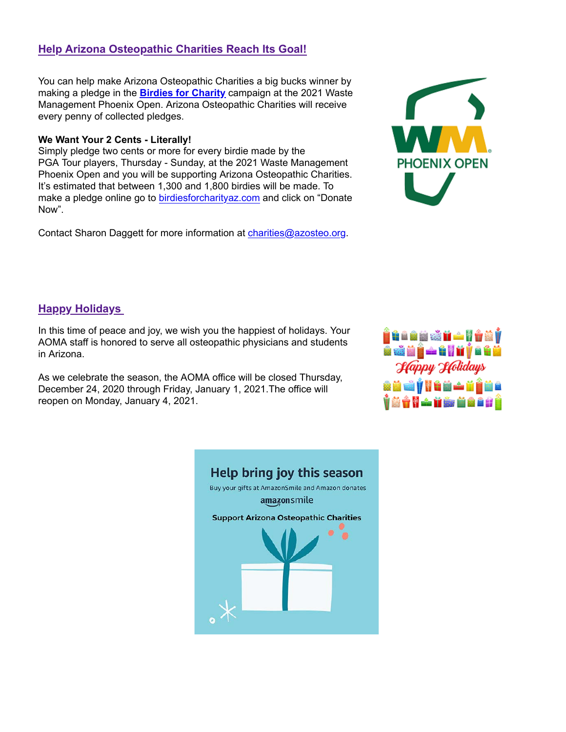## Help Arizona Osteopathic Charities Reach Its Goal!

You can help make Arizona Osteopathic Charities a big bucks winner by making a pledge in the **Birdies for Charity** campaign at the 2021 Waste Management Phoenix Open. Arizona Osteopathic Charities will receive every penny of collected pledges.

**We Want Your 2 Cents - Literally!**
Simply pledge two cents or more for every birdie made by the PGA Tour players, Thursday - Sunday, at the 2021 Waste Management Phoenix Open and you will be supporting Arizona Osteopathic Charities. It's estimated that between 1,300 and 1,800 birdies will be made. To make a pledge online go to birdiesforcharityaz.com and click on "Donate Now".

Contact Sharon Daggett for more information at charities@azosteo.org.

## Happy Holidays

In this time of peace and joy, we wish you the happiest of holidays. Your AOMA staff is honored to serve all osteopathic physicians and students in Arizona.

As we celebrate the season, the AOMA office will be closed Thursday, December 24, 2020 through Friday, January 1, 2021.The office will reopen on Monday, January 4, 2021.

Help bring joy this season

Buy your gifts at AmazonSmile and Amazon donates

amazonsmile

Support Arizona Osteopathic Charities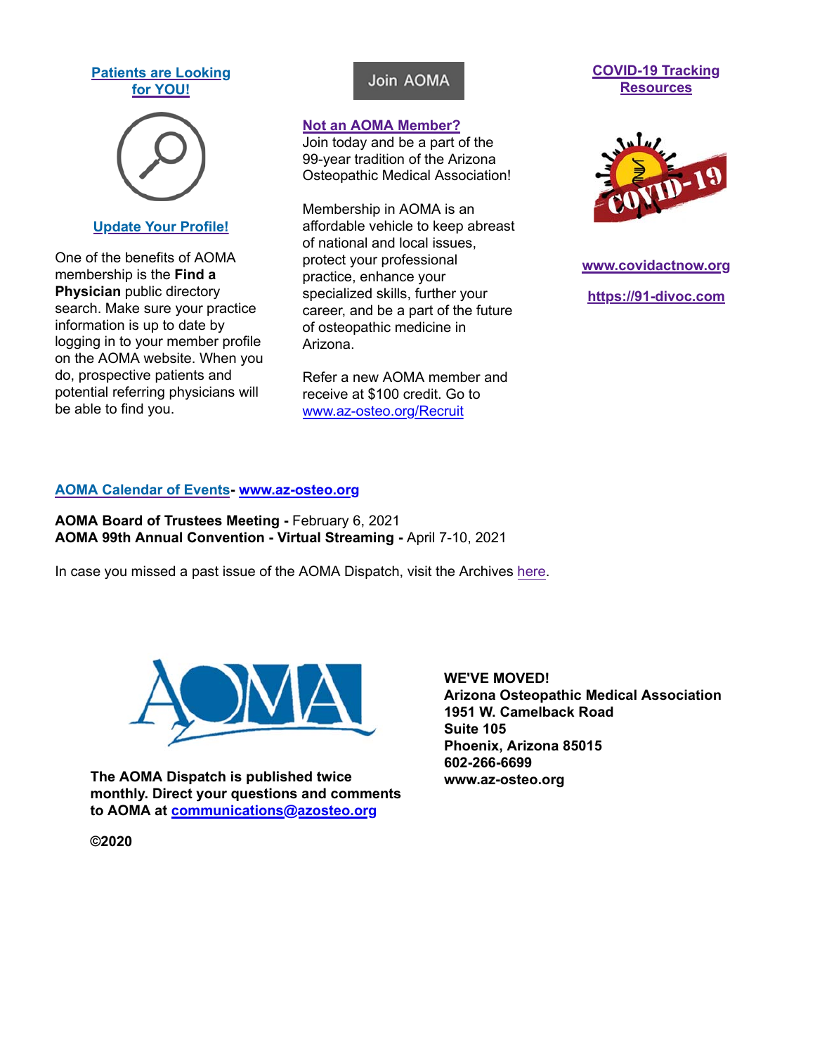**Patients are Looking for YOU!**

**Update Your Profile!**

One of the benefits of AOMA membership is the **Find a Physician** public directory search. Make sure your practice information is up to date by logging in to your member profile on the AOMA website. When you do, prospective patients and potential referring physicians will be able to find you.

Join AOMA

**Not an AOMA Member?**
Join today and be a part of the 99-year tradition of the Arizona Osteopathic Medical Association!

Membership in AOMA is an affordable vehicle to keep abreast of national and local issues, protect your professional practice, enhance your specialized skills, further your career, and be a part of the future of osteopathic medicine in Arizona.

Refer a new AOMA member and receive at $100 credit. Go to www.az-osteo.org/Recruit

**COVID-19 Tracking Resources**

**www.covidactnow.org**

**https://91-divoc.com**

**AOMA Calendar of Events- www.az-osteo.org**

**AOMA Board of Trustees Meeting -** February 6, 2021
**AOMA 99th Annual Convention - Virtual Streaming -** April 7-10, 2021

In case you missed a past issue of the AOMA Dispatch, visit the Archives here.

**The AOMA Dispatch is published twice monthly. Direct your questions and comments to AOMA at communications@azosteo.org**

**©2020**

**WE'VE MOVED!**
**Arizona Osteopathic Medical Association**
**1951 W. Camelback Road**
**Suite 105**
**Phoenix, Arizona 85015**
**602-266-6699**
**www.az-osteo.org**